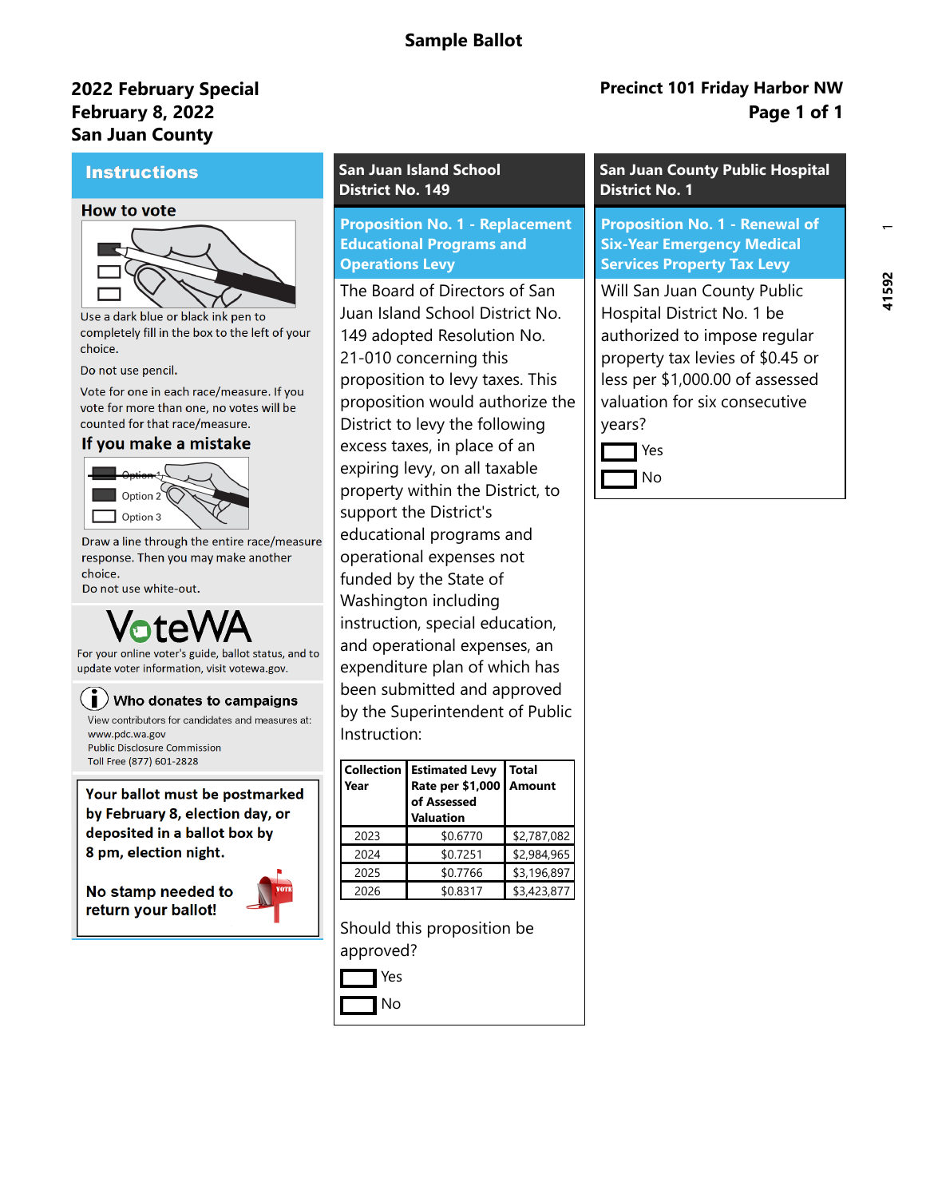# Sample Ballot

**2022 February Special**
**February 8, 2022**
**San Juan County**

**Precinct 101 Friday Harbor NW**

## Instructions

### How to vote

Use a dark blue or black ink pen to completely fill in the box to the left of your choice.

Do not use pencil.

Vote for one in each race/measure. If you vote for more than one, no votes will be counted for that race/measure.

### If you make a mistake

Draw a line through the entire race/measure response. Then you may make another choice.
Do not use white-out.

**VoteWA**

For your online voter's guide, ballot status, and to update voter information, visit votewa.gov.

**Who donates to campaigns**

View contributors for candidates and measures at:
www.pdc.wa.gov
Public Disclosure Commission
Toll Free (877) 601-2828

**Your ballot must be postmarked by February 8, election day, or deposited in a ballot box by 8 pm, election night.**

**No stamp needed to return your ballot!**

## San Juan Island School District No. 149

### Proposition No. 1 - Replacement Educational Programs and Operations Levy

The Board of Directors of San Juan Island School District No. 149 adopted Resolution No. 21-010 concerning this proposition to levy taxes. This proposition would authorize the District to levy the following excess taxes, in place of an expiring levy, on all taxable property within the District, to support the District's educational programs and operational expenses not funded by the State of Washington including instruction, special education, and operational expenses, an expenditure plan of which has been submitted and approved by the Superintendent of Public Instruction:

| Collection Year | Estimated Levy Rate per $1,000 of Assessed Valuation | Total Amount |
|---|---|---|
| 2023 | $0.6770 | $2,787,082 |
| 2024 | $0.7251 | $2,984,965 |
| 2025 | $0.7766 | $3,196,897 |
| 2026 | $0.8317 | $3,423,877 |

Should this proposition be approved?

- Yes
- No

## San Juan County Public Hospital District No. 1

### Proposition No. 1 - Renewal of Six-Year Emergency Medical Services Property Tax Levy

Will San Juan County Public Hospital District No. 1 be authorized to impose regular property tax levies of $0.45 or less per $1,000.00 of assessed valuation for six consecutive years?

- Yes
- No

41592